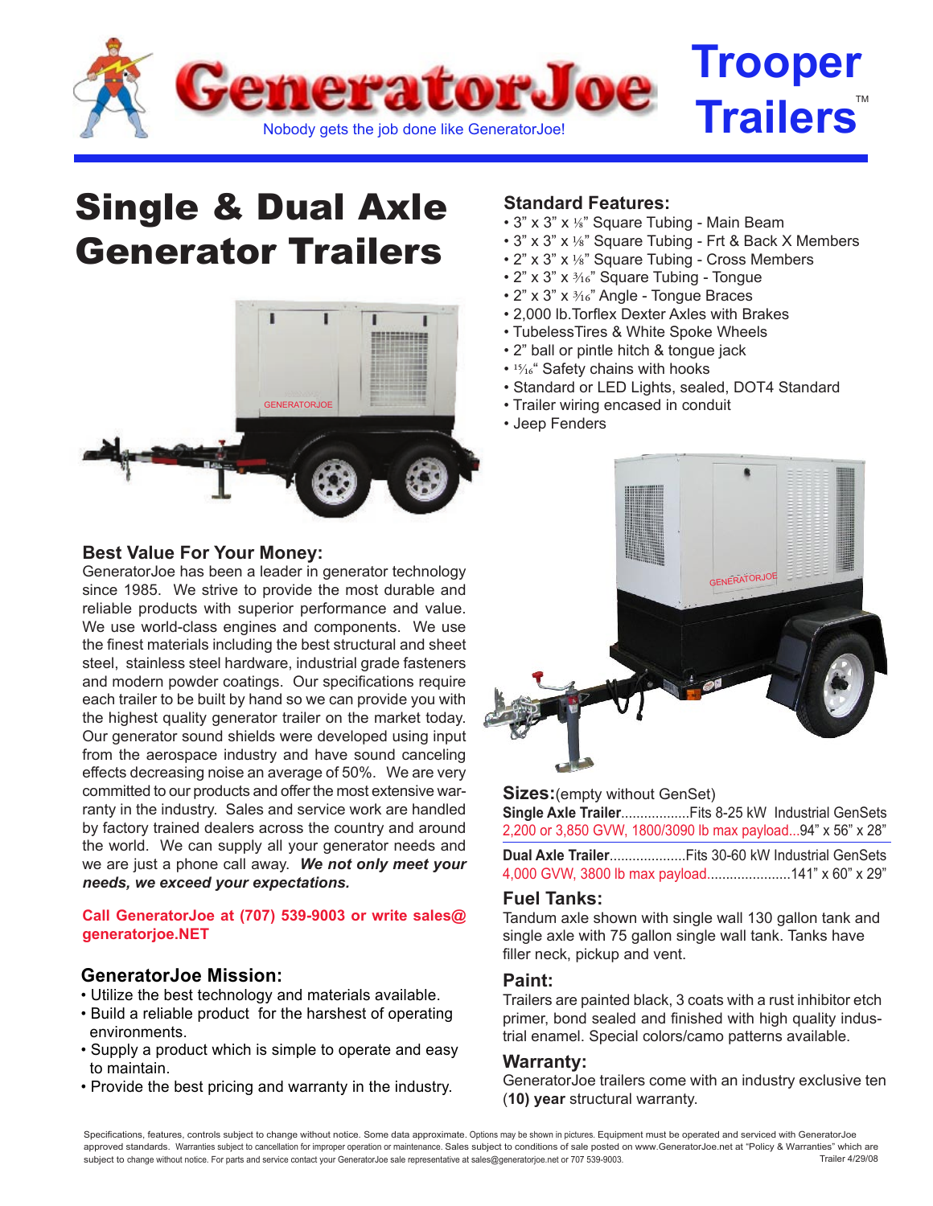# GeneratorJoe

Nobody gets the job done like GeneratorJoe!

**Trooper Trailers™**

# Single & Dual Axle Generator Trailers

## Best Value For Your Money:

GeneratorJoe has been a leader in generator technology since 1985. We strive to provide the most durable and reliable products with superior performance and value. We use world-class engines and components. We use the finest materials including the best structural and sheet steel, stainless steel hardware, industrial grade fasteners and modern powder coatings. Our specifications require each trailer to be built by hand so we can provide you with the highest quality generator trailer on the market today. Our generator sound shields were developed using input from the aerospace industry and have sound canceling effects decreasing noise an average of 50%. We are very committed to our products and offer the most extensive warranty in the industry. Sales and service work are handled by factory trained dealers across the country and around the world. We can supply all your generator needs and we are just a phone call away. ***We not only meet your needs, we exceed your expectations.***

**Call GeneratorJoe at (707) 539-9003 or write sales@generatorjoe.NET**

## GeneratorJoe Mission:

- Utilize the best technology and materials available.
- Build a reliable product for the harshest of operating environments.
- Supply a product which is simple to operate and easy to maintain.
- Provide the best pricing and warranty in the industry.

## Standard Features:

- 3" x 3" x ⅛" Square Tubing - Main Beam
- 3" x 3" x ⅛" Square Tubing - Frt & Back X Members
- 2" x 3" x ⅛" Square Tubing - Cross Members
- 2" x 3" x 3⁄16" Square Tubing - Tongue
- 2" x 3" x 3⁄16" Angle - Tongue Braces
- 2,000 lb.Torflex Dexter Axles with Brakes
- TubelessTires & White Spoke Wheels
- 2" ball or pintle hitch & tongue jack
- 15⁄16" Safety chains with hooks
- Standard or LED Lights, sealed, DOT4 Standard
- Trailer wiring encased in conduit
- Jeep Fenders

## Sizes: (empty without GenSet)

**Single Axle Trailer**..................Fits 8-25 kW Industrial GenSets
2,200 or 3,850 GVW, 1800/3090 lb max payload...94" x 56" x 28"

**Dual Axle Trailer**....................Fits 30-60 kW Industrial GenSets
4,000 GVW, 3800 lb max payload.......................141" x 60" x 29"

## Fuel Tanks:

Tandum axle shown with single wall 130 gallon tank and single axle with 75 gallon single wall tank. Tanks have filler neck, pickup and vent.

## Paint:

Trailers are painted black, 3 coats with a rust inhibitor etch primer, bond sealed and finished with high quality industrial enamel. Special colors/camo patterns available.

## Warranty:

GeneratorJoe trailers come with an industry exclusive ten (**10**) **year** structural warranty.

Specifications, features, controls subject to change without notice. Some data approximate. Options may be shown in pictures. Equipment must be operated and serviced with GeneratorJoe approved standards. Warranties subject to cancellation for improper operation or maintenance. Sales subject to conditions of sale posted on www.GeneratorJoe.net at "Policy & Warranties" which are subject to change without notice. For parts and service contact your GeneratorJoe sale representative at sales@generatorjoe.net or 707 539-9003. Trailer 4/29/08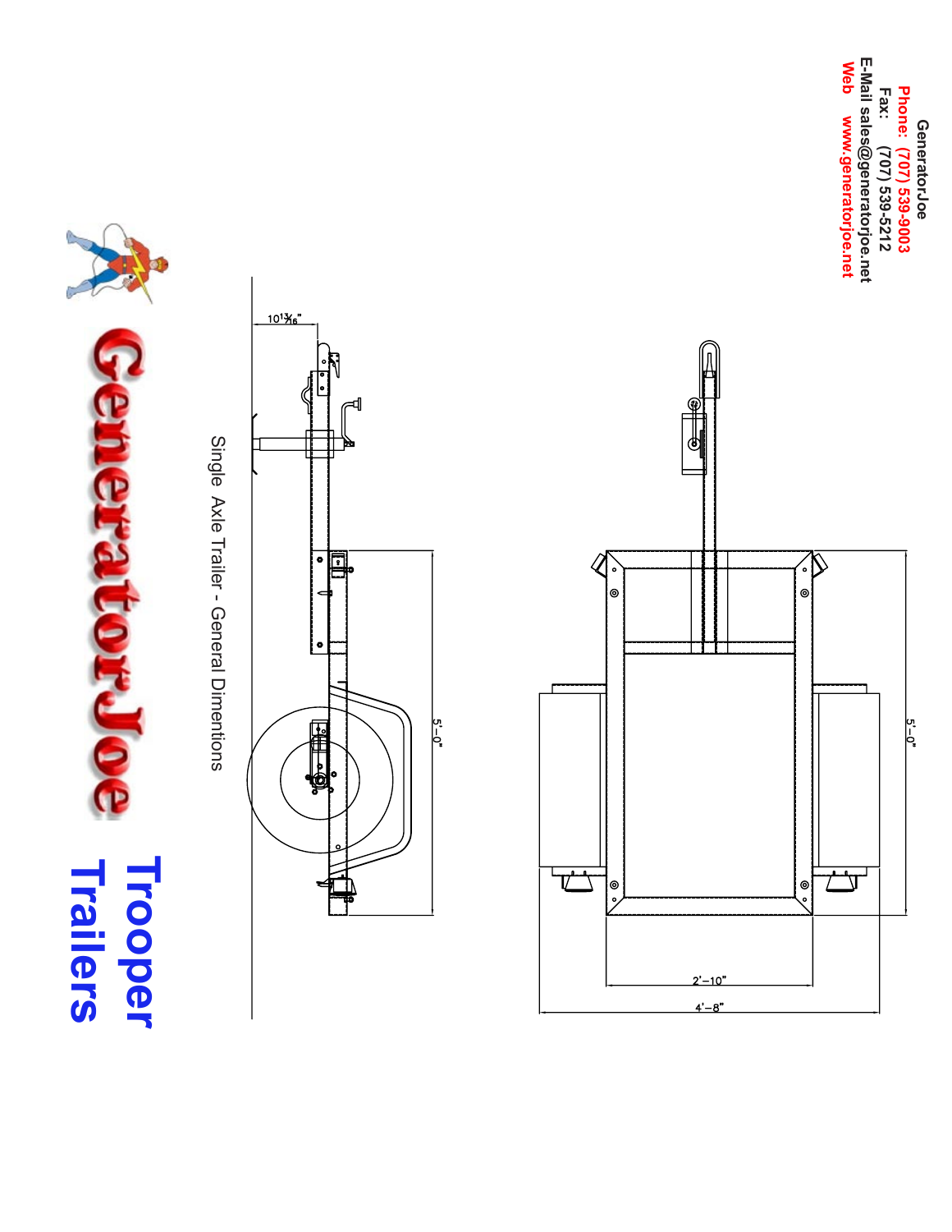GeneratorJoe

Phone: (707) 539-9003

Fax: (707) 539-5212

E-Mail sales@generatorjoe.net

Web www.generatorjoe.net

Single Axle Trailer - General Dimentions

10 13/16"

5'-0"

5'-0"

2'-10"

4'-8"

# GeneratorJoe

# Trooper Trailers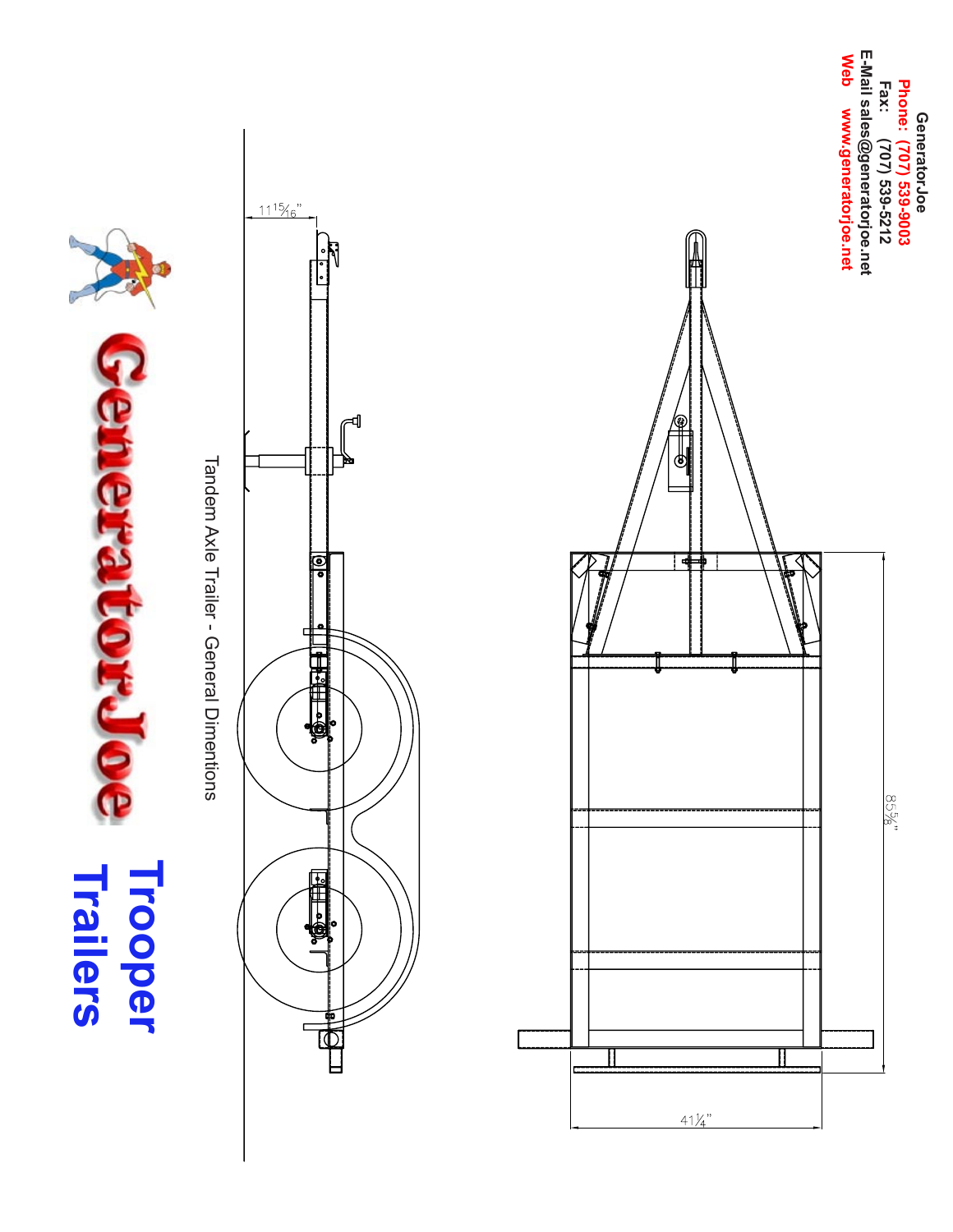GeneratorJoe

Phone: (707) 539-9003

Fax: (707) 539-5212

E-Mail sales@generatorjoe.net

Web www.generatorjoe.net

11 15/16"

85 5/8"

41 1/4"

Tandem Axle Trailer - General Dimentions

GeneratorJoe

Trooper Trailers